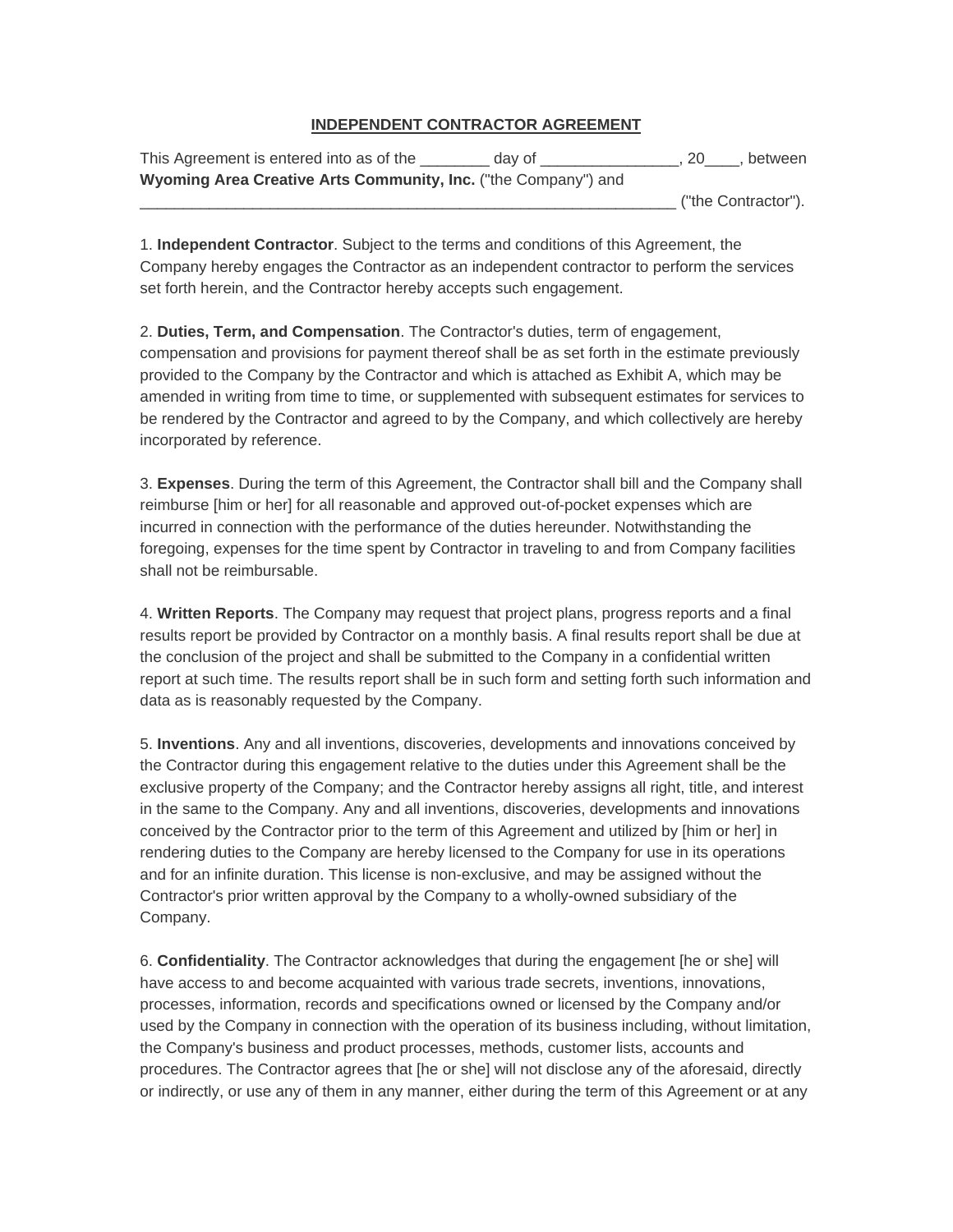# INDEPENDENT CONTRACTOR AGREEMENT

This Agreement is entered into as of the ________ day of ________________, 20____, between **Wyoming Area Creative Arts Community, Inc.** ("the Company") and _________________________________________________________________ ("the Contractor").

1. **Independent Contractor**. Subject to the terms and conditions of this Agreement, the Company hereby engages the Contractor as an independent contractor to perform the services set forth herein, and the Contractor hereby accepts such engagement.

2. **Duties, Term, and Compensation**. The Contractor's duties, term of engagement, compensation and provisions for payment thereof shall be as set forth in the estimate previously provided to the Company by the Contractor and which is attached as Exhibit A, which may be amended in writing from time to time, or supplemented with subsequent estimates for services to be rendered by the Contractor and agreed to by the Company, and which collectively are hereby incorporated by reference.

3. **Expenses**. During the term of this Agreement, the Contractor shall bill and the Company shall reimburse [him or her] for all reasonable and approved out-of-pocket expenses which are incurred in connection with the performance of the duties hereunder. Notwithstanding the foregoing, expenses for the time spent by Contractor in traveling to and from Company facilities shall not be reimbursable.

4. **Written Reports**. The Company may request that project plans, progress reports and a final results report be provided by Contractor on a monthly basis. A final results report shall be due at the conclusion of the project and shall be submitted to the Company in a confidential written report at such time. The results report shall be in such form and setting forth such information and data as is reasonably requested by the Company.

5. **Inventions**. Any and all inventions, discoveries, developments and innovations conceived by the Contractor during this engagement relative to the duties under this Agreement shall be the exclusive property of the Company; and the Contractor hereby assigns all right, title, and interest in the same to the Company. Any and all inventions, discoveries, developments and innovations conceived by the Contractor prior to the term of this Agreement and utilized by [him or her] in rendering duties to the Company are hereby licensed to the Company for use in its operations and for an infinite duration. This license is non-exclusive, and may be assigned without the Contractor's prior written approval by the Company to a wholly-owned subsidiary of the Company.

6. **Confidentiality**. The Contractor acknowledges that during the engagement [he or she] will have access to and become acquainted with various trade secrets, inventions, innovations, processes, information, records and specifications owned or licensed by the Company and/or used by the Company in connection with the operation of its business including, without limitation, the Company's business and product processes, methods, customer lists, accounts and procedures. The Contractor agrees that [he or she] will not disclose any of the aforesaid, directly or indirectly, or use any of them in any manner, either during the term of this Agreement or at any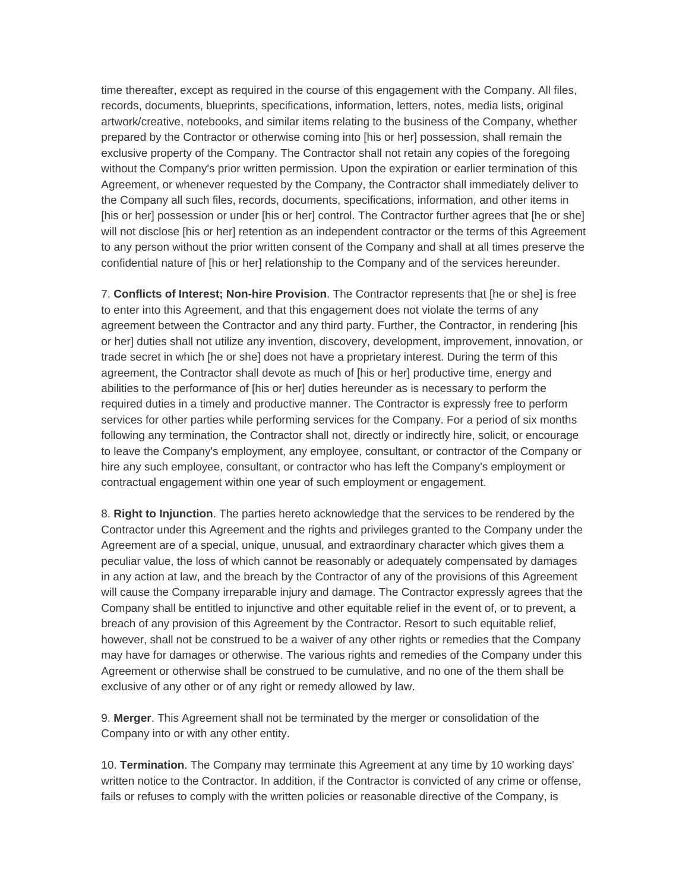time thereafter, except as required in the course of this engagement with the Company. All files, records, documents, blueprints, specifications, information, letters, notes, media lists, original artwork/creative, notebooks, and similar items relating to the business of the Company, whether prepared by the Contractor or otherwise coming into [his or her] possession, shall remain the exclusive property of the Company. The Contractor shall not retain any copies of the foregoing without the Company's prior written permission. Upon the expiration or earlier termination of this Agreement, or whenever requested by the Company, the Contractor shall immediately deliver to the Company all such files, records, documents, specifications, information, and other items in [his or her] possession or under [his or her] control. The Contractor further agrees that [he or she] will not disclose [his or her] retention as an independent contractor or the terms of this Agreement to any person without the prior written consent of the Company and shall at all times preserve the confidential nature of [his or her] relationship to the Company and of the services hereunder.

7. **Conflicts of Interest; Non-hire Provision**. The Contractor represents that [he or she] is free to enter into this Agreement, and that this engagement does not violate the terms of any agreement between the Contractor and any third party. Further, the Contractor, in rendering [his or her] duties shall not utilize any invention, discovery, development, improvement, innovation, or trade secret in which [he or she] does not have a proprietary interest. During the term of this agreement, the Contractor shall devote as much of [his or her] productive time, energy and abilities to the performance of [his or her] duties hereunder as is necessary to perform the required duties in a timely and productive manner. The Contractor is expressly free to perform services for other parties while performing services for the Company. For a period of six months following any termination, the Contractor shall not, directly or indirectly hire, solicit, or encourage to leave the Company's employment, any employee, consultant, or contractor of the Company or hire any such employee, consultant, or contractor who has left the Company's employment or contractual engagement within one year of such employment or engagement.

8. **Right to Injunction**. The parties hereto acknowledge that the services to be rendered by the Contractor under this Agreement and the rights and privileges granted to the Company under the Agreement are of a special, unique, unusual, and extraordinary character which gives them a peculiar value, the loss of which cannot be reasonably or adequately compensated by damages in any action at law, and the breach by the Contractor of any of the provisions of this Agreement will cause the Company irreparable injury and damage. The Contractor expressly agrees that the Company shall be entitled to injunctive and other equitable relief in the event of, or to prevent, a breach of any provision of this Agreement by the Contractor. Resort to such equitable relief, however, shall not be construed to be a waiver of any other rights or remedies that the Company may have for damages or otherwise. The various rights and remedies of the Company under this Agreement or otherwise shall be construed to be cumulative, and no one of the them shall be exclusive of any other or of any right or remedy allowed by law.

9. **Merger**. This Agreement shall not be terminated by the merger or consolidation of the Company into or with any other entity.

10. **Termination**. The Company may terminate this Agreement at any time by 10 working days' written notice to the Contractor. In addition, if the Contractor is convicted of any crime or offense, fails or refuses to comply with the written policies or reasonable directive of the Company, is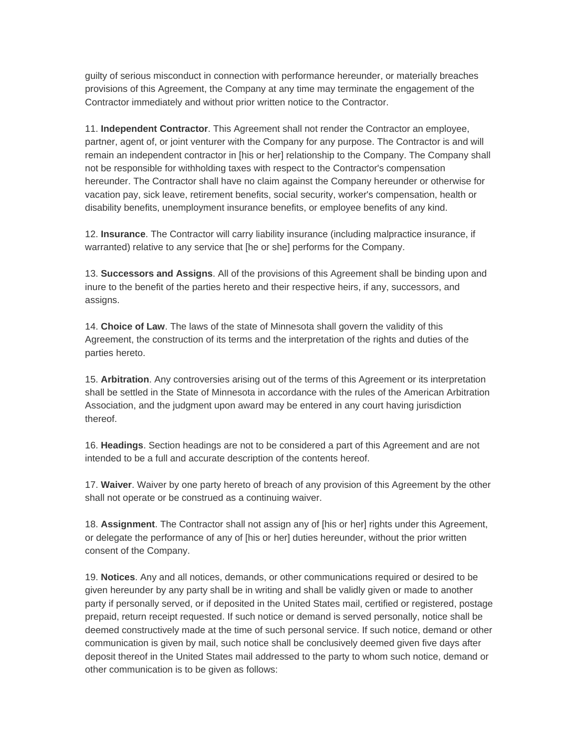guilty of serious misconduct in connection with performance hereunder, or materially breaches provisions of this Agreement, the Company at any time may terminate the engagement of the Contractor immediately and without prior written notice to the Contractor.

11. **Independent Contractor**. This Agreement shall not render the Contractor an employee, partner, agent of, or joint venturer with the Company for any purpose. The Contractor is and will remain an independent contractor in [his or her] relationship to the Company. The Company shall not be responsible for withholding taxes with respect to the Contractor's compensation hereunder. The Contractor shall have no claim against the Company hereunder or otherwise for vacation pay, sick leave, retirement benefits, social security, worker's compensation, health or disability benefits, unemployment insurance benefits, or employee benefits of any kind.

12. **Insurance**. The Contractor will carry liability insurance (including malpractice insurance, if warranted) relative to any service that [he or she] performs for the Company.

13. **Successors and Assigns**. All of the provisions of this Agreement shall be binding upon and inure to the benefit of the parties hereto and their respective heirs, if any, successors, and assigns.

14. **Choice of Law**. The laws of the state of Minnesota shall govern the validity of this Agreement, the construction of its terms and the interpretation of the rights and duties of the parties hereto.

15. **Arbitration**. Any controversies arising out of the terms of this Agreement or its interpretation shall be settled in the State of Minnesota in accordance with the rules of the American Arbitration Association, and the judgment upon award may be entered in any court having jurisdiction thereof.

16. **Headings**. Section headings are not to be considered a part of this Agreement and are not intended to be a full and accurate description of the contents hereof.

17. **Waiver**. Waiver by one party hereto of breach of any provision of this Agreement by the other shall not operate or be construed as a continuing waiver.

18. **Assignment**. The Contractor shall not assign any of [his or her] rights under this Agreement, or delegate the performance of any of [his or her] duties hereunder, without the prior written consent of the Company.

19. **Notices**. Any and all notices, demands, or other communications required or desired to be given hereunder by any party shall be in writing and shall be validly given or made to another party if personally served, or if deposited in the United States mail, certified or registered, postage prepaid, return receipt requested. If such notice or demand is served personally, notice shall be deemed constructively made at the time of such personal service. If such notice, demand or other communication is given by mail, such notice shall be conclusively deemed given five days after deposit thereof in the United States mail addressed to the party to whom such notice, demand or other communication is to be given as follows: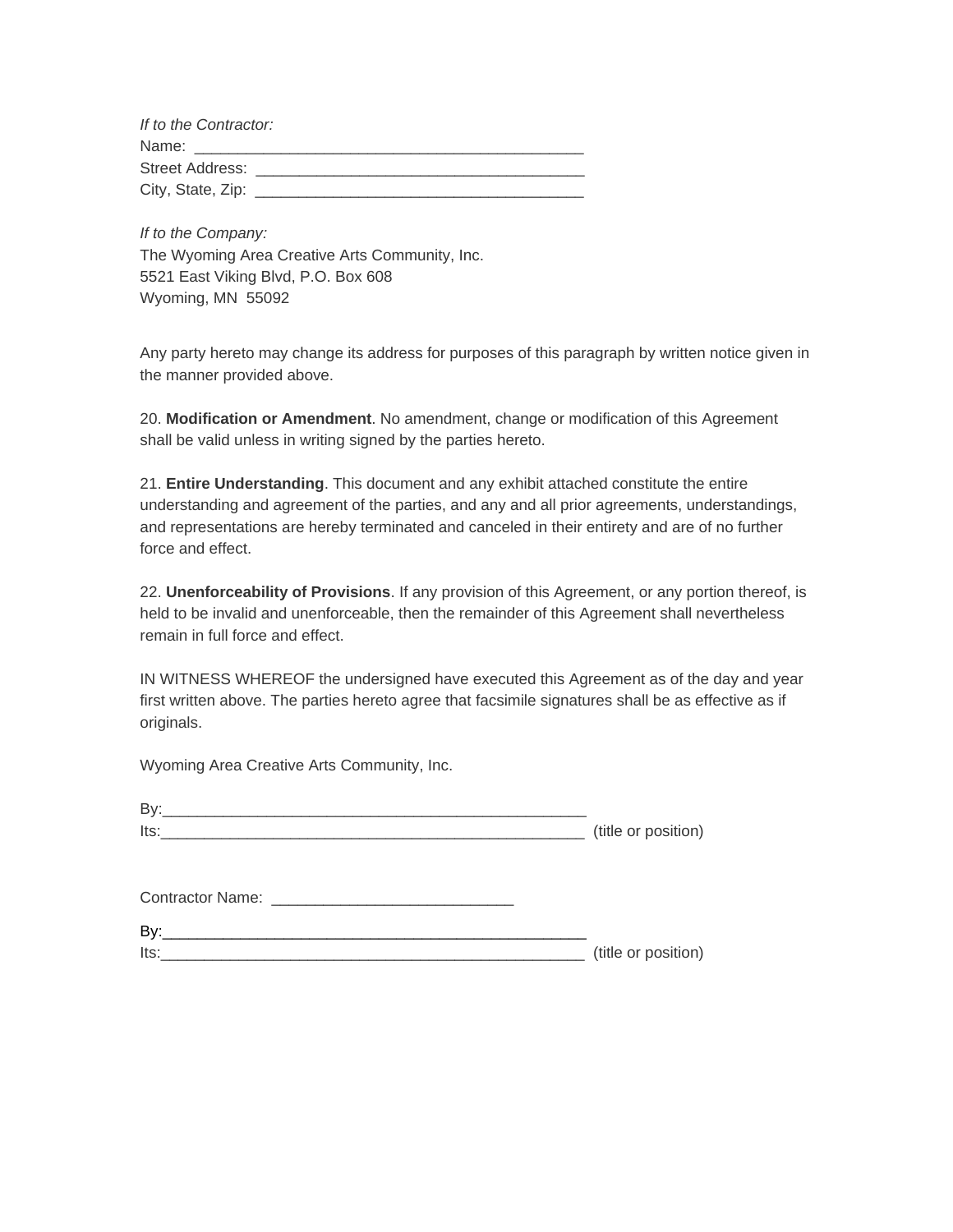*If to the Contractor:*
Name: ______________________________________________
Street Address: ______________________________________
City, State, Zip: ______________________________________

*If to the Company:*
The Wyoming Area Creative Arts Community, Inc.
5521 East Viking Blvd, P.O. Box 608
Wyoming, MN 55092

Any party hereto may change its address for purposes of this paragraph by written notice given in the manner provided above.

20. **Modification or Amendment**. No amendment, change or modification of this Agreement shall be valid unless in writing signed by the parties hereto.

21. **Entire Understanding**. This document and any exhibit attached constitute the entire understanding and agreement of the parties, and any and all prior agreements, understandings, and representations are hereby terminated and canceled in their entirety and are of no further force and effect.

22. **Unenforceability of Provisions**. If any provision of this Agreement, or any portion thereof, is held to be invalid and unenforceable, then the remainder of this Agreement shall nevertheless remain in full force and effect.

IN WITNESS WHEREOF the undersigned have executed this Agreement as of the day and year first written above. The parties hereto agree that facsimile signatures shall be as effective as if originals.

Wyoming Area Creative Arts Community, Inc.

By:__________________________________________________
Its:__________________________________________________ (title or position)

Contractor Name: ___________________________

By:__________________________________________________
Its:__________________________________________________ (title or position)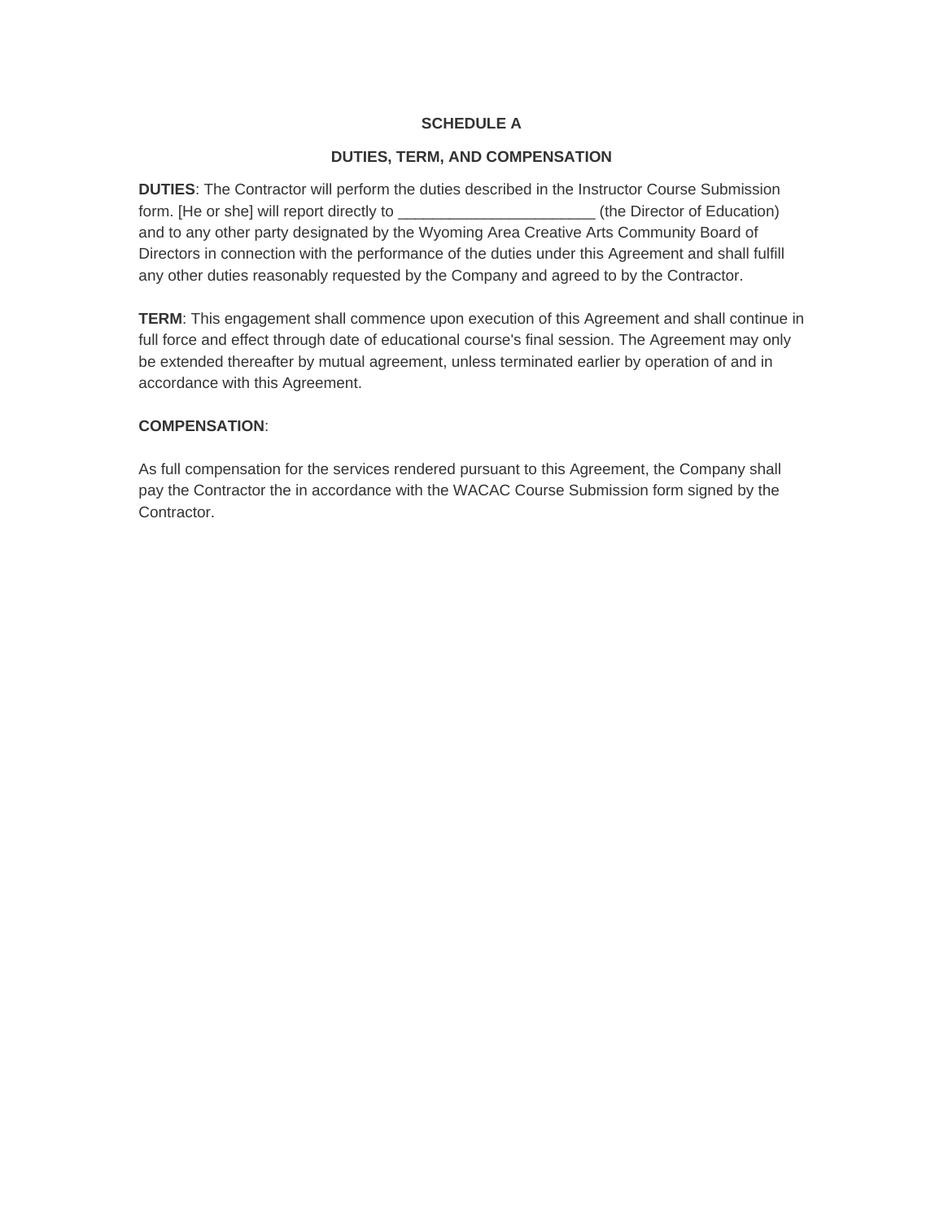**SCHEDULE A**

**DUTIES, TERM, AND COMPENSATION**

**DUTIES**: The Contractor will perform the duties described in the Instructor Course Submission form. [He or she] will report directly to _______________________ (the Director of Education) and to any other party designated by the Wyoming Area Creative Arts Community Board of Directors in connection with the performance of the duties under this Agreement and shall fulfill any other duties reasonably requested by the Company and agreed to by the Contractor.

**TERM**: This engagement shall commence upon execution of this Agreement and shall continue in full force and effect through date of educational course's final session. The Agreement may only be extended thereafter by mutual agreement, unless terminated earlier by operation of and in accordance with this Agreement.

**COMPENSATION**:

As full compensation for the services rendered pursuant to this Agreement, the Company shall pay the Contractor the in accordance with the WACAC Course Submission form signed by the Contractor.